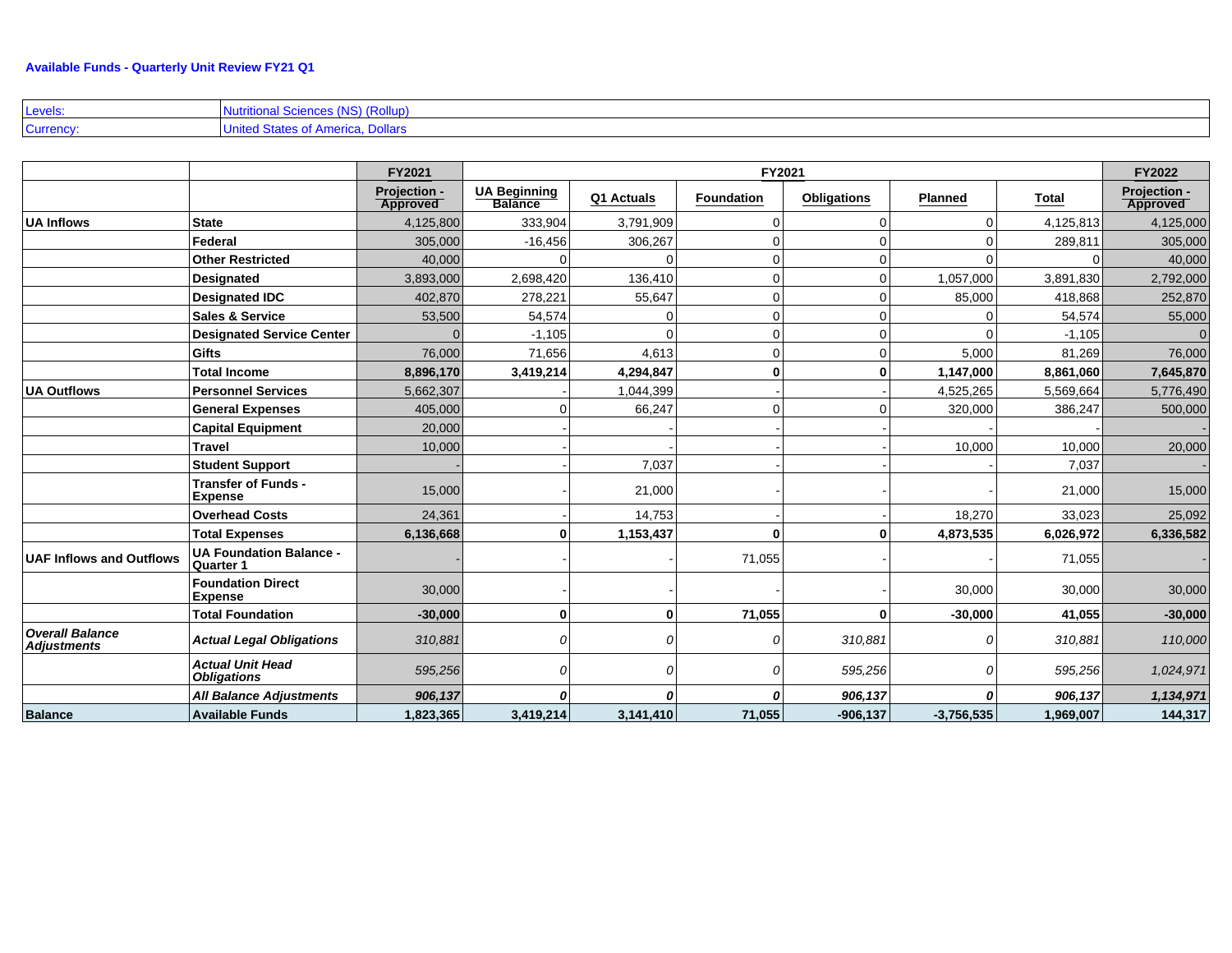**Available Funds - Quarterly Unit Review FY21 Q1**

| | |
|---|---|
| Levels: | Nutritional Sciences (NS) (Rollup) |
| Currency: | United States of America, Dollars |

| | | FY2021 | FY2021 | | | | | | FY2022 |
|---|---|---|---|---|---|---|---|---|---|
| | | Projection - Approved | UA Beginning Balance | Q1 Actuals | Foundation | Obligations | Planned | Total | Projection - Approved |
| **UA Inflows** | **State** | 4,125,800 | 333,904 | 3,791,909 | 0 | 0 | 0 | 4,125,813 | 4,125,000 |
| | **Federal** | 305,000 | -16,456 | 306,267 | 0 | 0 | 0 | 289,811 | 305,000 |
| | **Other Restricted** | 40,000 | 0 | 0 | 0 | 0 | 0 | 0 | 40,000 |
| | **Designated** | 3,893,000 | 2,698,420 | 136,410 | 0 | 0 | 1,057,000 | 3,891,830 | 2,792,000 |
| | **Designated IDC** | 402,870 | 278,221 | 55,647 | 0 | 0 | 85,000 | 418,868 | 252,870 |
| | **Sales & Service** | 53,500 | 54,574 | 0 | 0 | 0 | 0 | 54,574 | 55,000 |
| | **Designated Service Center** | 0 | -1,105 | 0 | 0 | 0 | 0 | -1,105 | 0 |
| | **Gifts** | 76,000 | 71,656 | 4,613 | 0 | 0 | 5,000 | 81,269 | 76,000 |
| | **Total Income** | **8,896,170** | **3,419,214** | **4,294,847** | **0** | **0** | **1,147,000** | **8,861,060** | **7,645,870** |
| **UA Outflows** | **Personnel Services** | 5,662,307 | - | 1,044,399 | - | - | 4,525,265 | 5,569,664 | 5,776,490 |
| | **General Expenses** | 405,000 | 0 | 66,247 | 0 | 0 | 320,000 | 386,247 | 500,000 |
| | **Capital Equipment** | 20,000 | - | - | - | - | - | - | - |
| | **Travel** | 10,000 | - | - | - | - | 10,000 | 10,000 | 20,000 |
| | **Student Support** | - | - | 7,037 | - | - | - | 7,037 | - |
| | **Transfer of Funds - Expense** | 15,000 | - | 21,000 | - | - | - | 21,000 | 15,000 |
| | **Overhead Costs** | 24,361 | - | 14,753 | - | - | 18,270 | 33,023 | 25,092 |
| | **Total Expenses** | **6,136,668** | **0** | **1,153,437** | **0** | **0** | **4,873,535** | **6,026,972** | **6,336,582** |
| **UAF Inflows and Outflows** | **UA Foundation Balance - Quarter 1** | - | - | - | 71,055 | - | - | 71,055 | - |
| | **Foundation Direct Expense** | 30,000 | - | - | - | - | 30,000 | 30,000 | 30,000 |
| | **Total Foundation** | **-30,000** | **0** | **0** | **71,055** | **0** | **-30,000** | **41,055** | **-30,000** |
| ***Overall Balance Adjustments*** | ***Actual Legal Obligations*** | *310,881* | *0* | *0* | *0* | *310,881* | *0* | *310,881* | *110,000* |
| | ***Actual Unit Head Obligations*** | *595,256* | *0* | *0* | *0* | *595,256* | *0* | *595,256* | *1,024,971* |
| | ***All Balance Adjustments*** | ***906,137*** | ***0*** | ***0*** | ***0*** | ***906,137*** | ***0*** | ***906,137*** | ***1,134,971*** |
| **Balance** | **Available Funds** | **1,823,365** | **3,419,214** | **3,141,410** | **71,055** | **-906,137** | **-3,756,535** | **1,969,007** | **144,317** |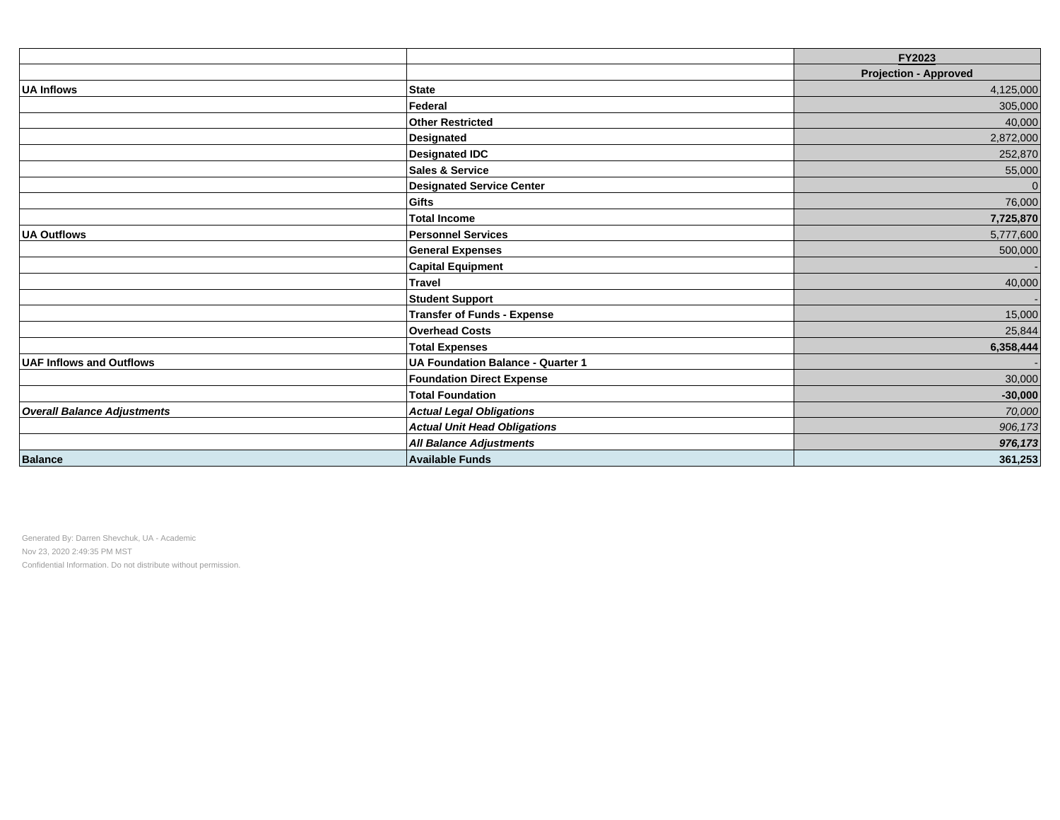| | | FY2023 |
|---|---|---|
| | | **Projection - Approved** |
| **UA Inflows** | **State** | 4,125,000 |
| | **Federal** | 305,000 |
| | **Other Restricted** | 40,000 |
| | **Designated** | 2,872,000 |
| | **Designated IDC** | 252,870 |
| | **Sales & Service** | 55,000 |
| | **Designated Service Center** | 0 |
| | **Gifts** | 76,000 |
| | **Total Income** | **7,725,870** |
| **UA Outflows** | **Personnel Services** | 5,777,600 |
| | **General Expenses** | 500,000 |
| | **Capital Equipment** | - |
| | **Travel** | 40,000 |
| | **Student Support** | - |
| | **Transfer of Funds - Expense** | 15,000 |
| | **Overhead Costs** | 25,844 |
| | **Total Expenses** | **6,358,444** |
| **UAF Inflows and Outflows** | **UA Foundation Balance - Quarter 1** | - |
| | **Foundation Direct Expense** | 30,000 |
| | **Total Foundation** | **-30,000** |
| ***Overall Balance Adjustments*** | ***Actual Legal Obligations*** | *70,000* |
| | ***Actual Unit Head Obligations*** | *906,173* |
| | ***All Balance Adjustments*** | ***976,173*** |
| **Balance** | **Available Funds** | **361,253** |

Generated By: Darren Shevchuk, UA - Academic
Nov 23, 2020 2:49:35 PM MST
Confidential Information. Do not distribute without permission.